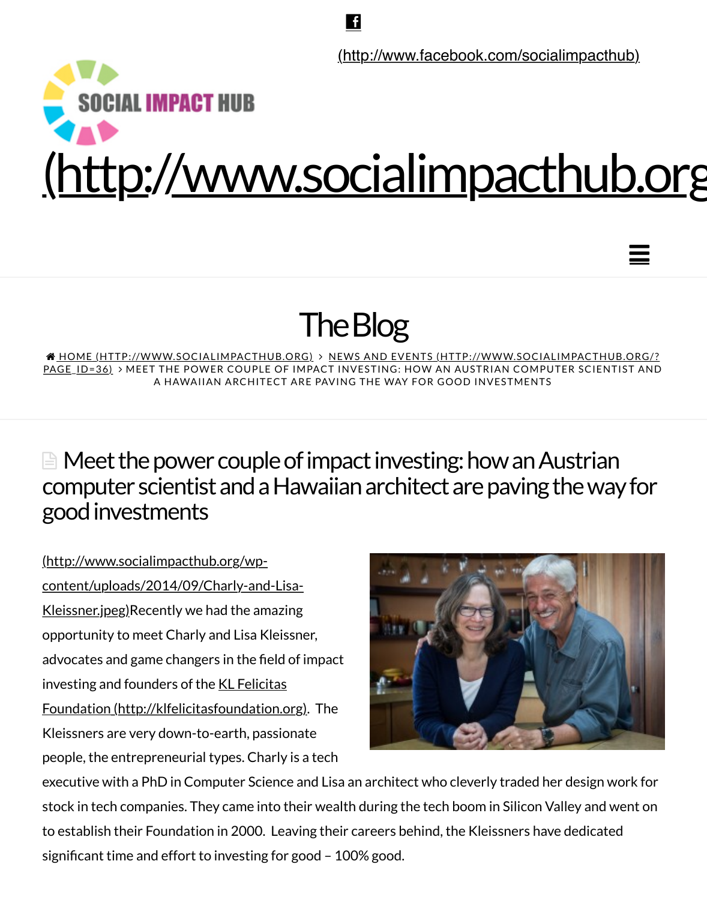(http://www.facebook.com/socialimpacthub)

SOCIAL IMPACT HUB

(http://www.socialimpacthub.org

# The Blog

HOME (HTTP://WWW.SOCIALIMPACTHUB.ORG) › NEWS AND EVENTS (HTTP://WWW.SOCIALIMPACTHUB.ORG/?PAGE_ID=36) › MEET THE POWER COUPLE OF IMPACT INVESTING: HOW AN AUSTRIAN COMPUTER SCIENTIST AND A HAWAIIAN ARCHITECT ARE PAVING THE WAY FOR GOOD INVESTMENTS

## Meet the power couple of impact investing: how an Austrian computer scientist and a Hawaiian architect are paving the way for good investments

(http://www.socialimpacthub.org/wp-content/uploads/2014/09/Charly-and-Lisa-Kleissner.jpeg)Recently we had the amazing opportunity to meet Charly and Lisa Kleissner, advocates and game changers in the field of impact investing and founders of the KL Felicitas Foundation (http://klfelicitasfoundation.org). The Kleissners are very down-to-earth, passionate people, the entrepreneurial types. Charly is a tech executive with a PhD in Computer Science and Lisa an architect who cleverly traded her design work for stock in tech companies. They came into their wealth during the tech boom in Silicon Valley and went on to establish their Foundation in 2000. Leaving their careers behind, the Kleissners have dedicated significant time and effort to investing for good – 100% good.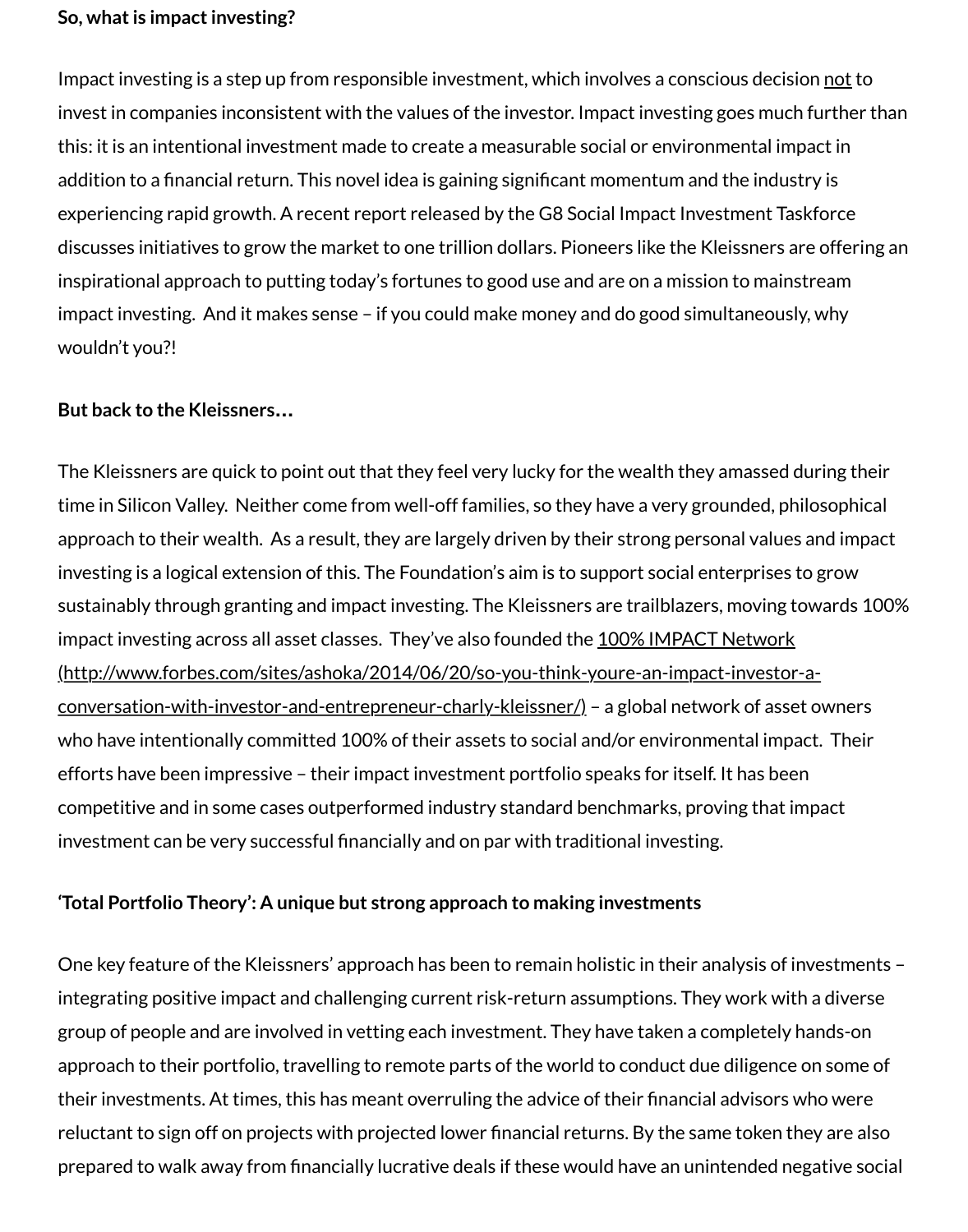**So, what is impact investing?**

Impact investing is a step up from responsible investment, which involves a conscious decision not to invest in companies inconsistent with the values of the investor. Impact investing goes much further than this: it is an intentional investment made to create a measurable social or environmental impact in addition to a financial return. This novel idea is gaining significant momentum and the industry is experiencing rapid growth. A recent report released by the G8 Social Impact Investment Taskforce discusses initiatives to grow the market to one trillion dollars. Pioneers like the Kleissners are offering an inspirational approach to putting today's fortunes to good use and are on a mission to mainstream impact investing. And it makes sense – if you could make money and do good simultaneously, why wouldn't you?!

**But back to the Kleissners…**

The Kleissners are quick to point out that they feel very lucky for the wealth they amassed during their time in Silicon Valley. Neither come from well-off families, so they have a very grounded, philosophical approach to their wealth. As a result, they are largely driven by their strong personal values and impact investing is a logical extension of this. The Foundation's aim is to support social enterprises to grow sustainably through granting and impact investing. The Kleissners are trailblazers, moving towards 100% impact investing across all asset classes. They've also founded the 100% IMPACT Network (http://www.forbes.com/sites/ashoka/2014/06/20/so-you-think-youre-an-impact-investor-a-conversation-with-investor-and-entrepreneur-charly-kleissner/) – a global network of asset owners who have intentionally committed 100% of their assets to social and/or environmental impact. Their efforts have been impressive – their impact investment portfolio speaks for itself. It has been competitive and in some cases outperformed industry standard benchmarks, proving that impact investment can be very successful financially and on par with traditional investing.

**'Total Portfolio Theory': A unique but strong approach to making investments**

One key feature of the Kleissners' approach has been to remain holistic in their analysis of investments – integrating positive impact and challenging current risk-return assumptions. They work with a diverse group of people and are involved in vetting each investment. They have taken a completely hands-on approach to their portfolio, travelling to remote parts of the world to conduct due diligence on some of their investments. At times, this has meant overruling the advice of their financial advisors who were reluctant to sign off on projects with projected lower financial returns. By the same token they are also prepared to walk away from financially lucrative deals if these would have an unintended negative social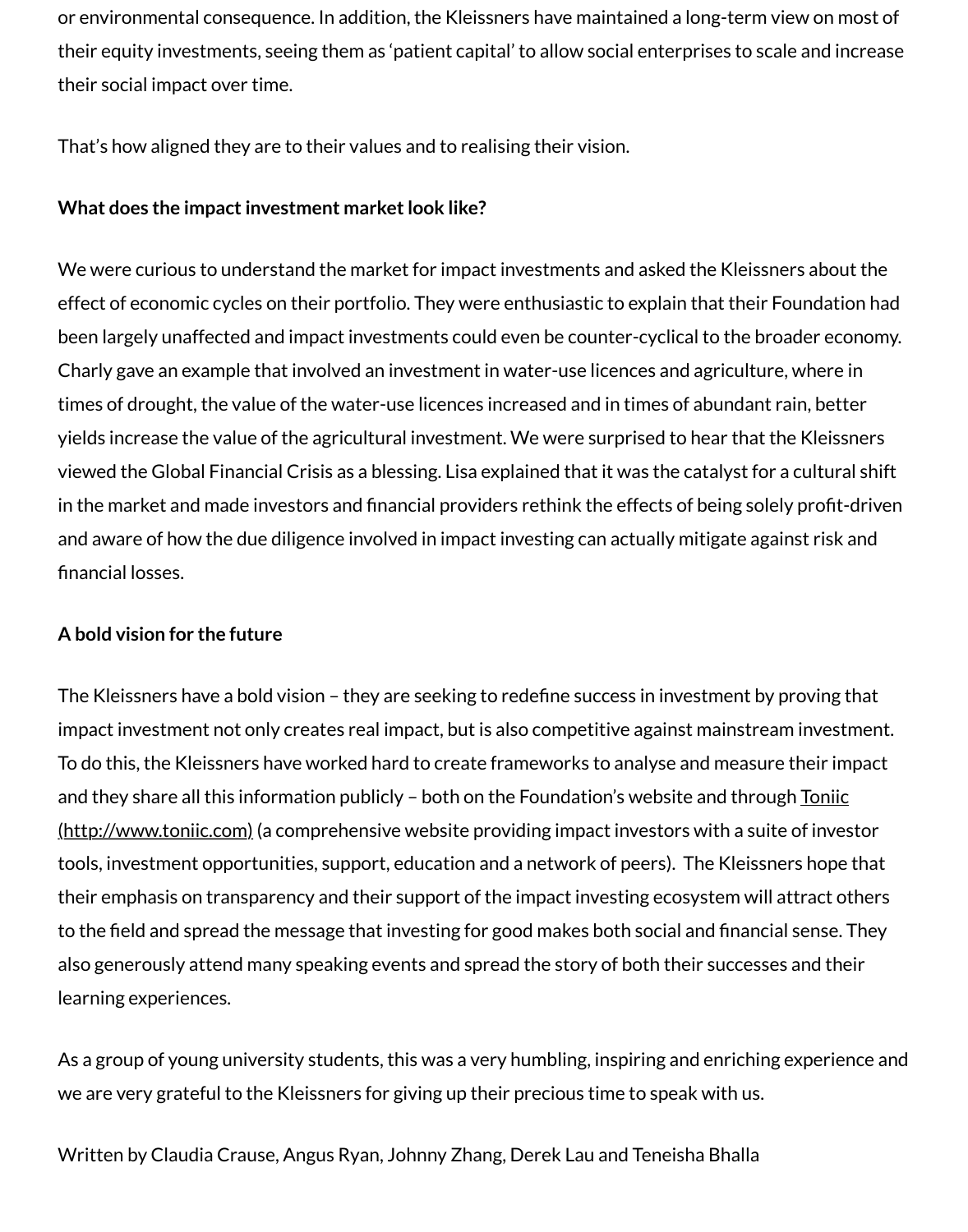or environmental consequence. In addition, the Kleissners have maintained a long-term view on most of their equity investments, seeing them as 'patient capital' to allow social enterprises to scale and increase their social impact over time.

That's how aligned they are to their values and to realising their vision.

**What does the impact investment market look like?**

We were curious to understand the market for impact investments and asked the Kleissners about the effect of economic cycles on their portfolio. They were enthusiastic to explain that their Foundation had been largely unaffected and impact investments could even be counter-cyclical to the broader economy. Charly gave an example that involved an investment in water-use licences and agriculture, where in times of drought, the value of the water-use licences increased and in times of abundant rain, better yields increase the value of the agricultural investment. We were surprised to hear that the Kleissners viewed the Global Financial Crisis as a blessing. Lisa explained that it was the catalyst for a cultural shift in the market and made investors and financial providers rethink the effects of being solely profit-driven and aware of how the due diligence involved in impact investing can actually mitigate against risk and financial losses.

**A bold vision for the future**

The Kleissners have a bold vision – they are seeking to redefine success in investment by proving that impact investment not only creates real impact, but is also competitive against mainstream investment. To do this, the Kleissners have worked hard to create frameworks to analyse and measure their impact and they share all this information publicly – both on the Foundation's website and through Toniic (http://www.toniic.com) (a comprehensive website providing impact investors with a suite of investor tools, investment opportunities, support, education and a network of peers). The Kleissners hope that their emphasis on transparency and their support of the impact investing ecosystem will attract others to the field and spread the message that investing for good makes both social and financial sense. They also generously attend many speaking events and spread the story of both their successes and their learning experiences.

As a group of young university students, this was a very humbling, inspiring and enriching experience and we are very grateful to the Kleissners for giving up their precious time to speak with us.

Written by Claudia Crause, Angus Ryan, Johnny Zhang, Derek Lau and Teneisha Bhalla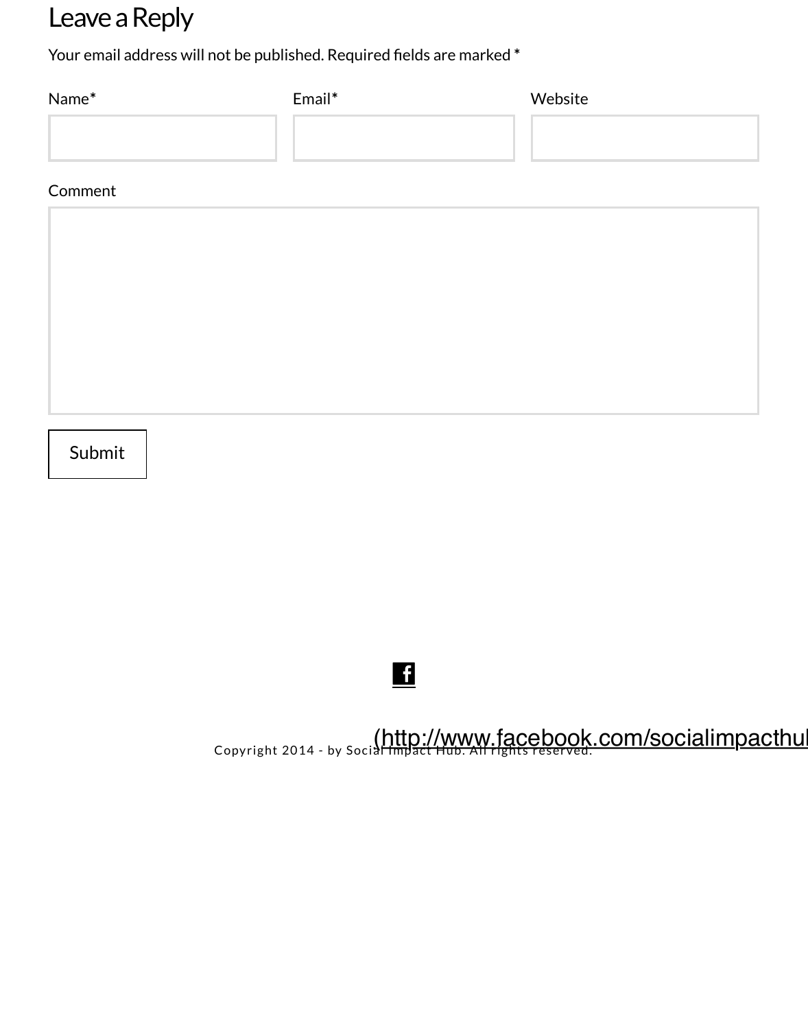## Leave a Reply

Your email address will not be published. Required fields are marked *

Name*

Email*

Website

Comment

Submit

(http://www.facebook.com/socialimpacthul

Copyright 2014 - by Social Impact Hub. All rights reserved.